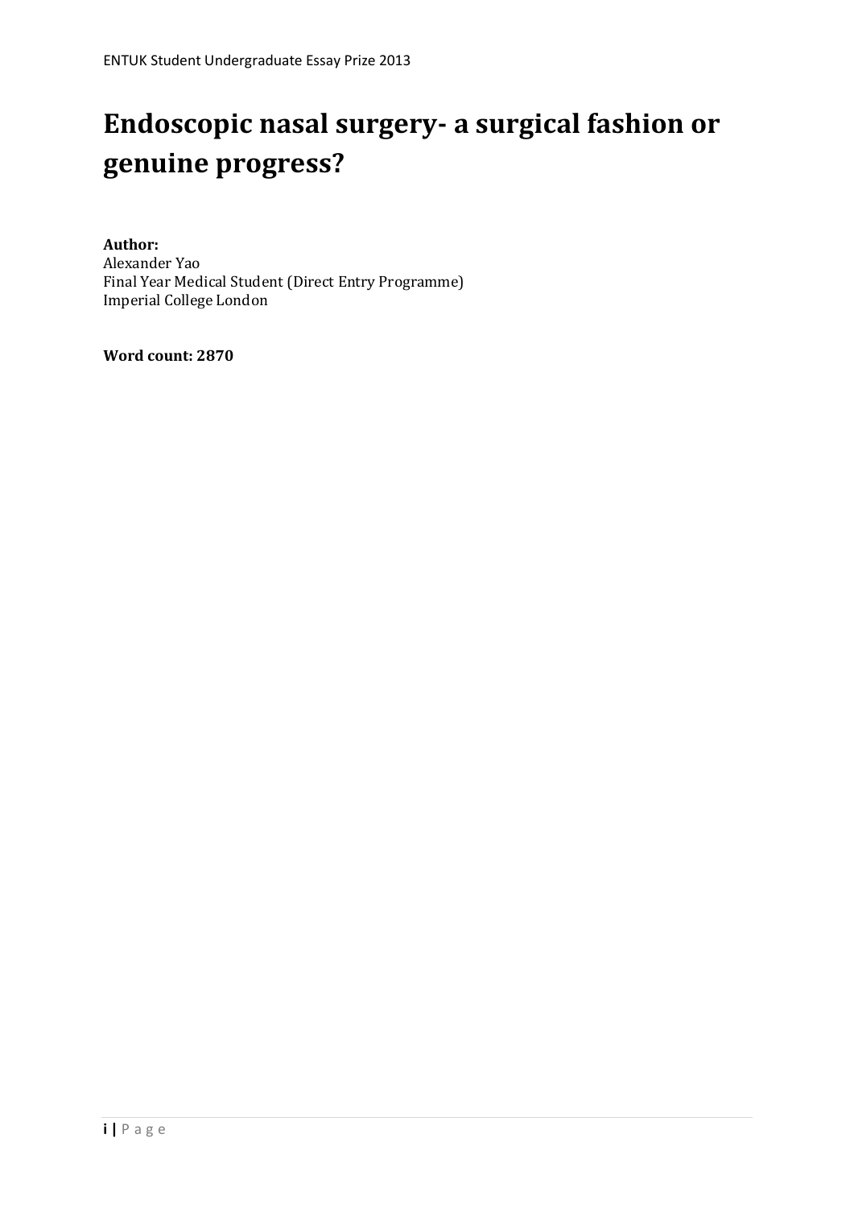ENTUK Student Undergraduate Essay Prize 2013

# Endoscopic nasal surgery- a surgical fashion or genuine progress?

**Author:**
Alexander Yao
Final Year Medical Student (Direct Entry Programme)
Imperial College London

**Word count: 2870**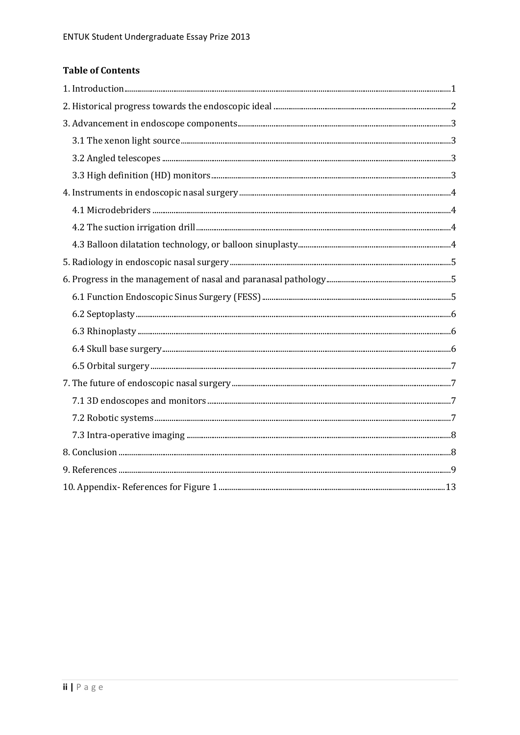## Table of Contents

1. Introduction ... 1
2. Historical progress towards the endoscopic ideal ... 2
3. Advancement in endoscope components ... 3
   - 3.1 The xenon light source ... 3
   - 3.2 Angled telescopes ... 3
   - 3.3 High definition (HD) monitors ... 3
4. Instruments in endoscopic nasal surgery ... 4
   - 4.1 Microdebriders ... 4
   - 4.2 The suction irrigation drill ... 4
   - 4.3 Balloon dilatation technology, or balloon sinuplasty ... 4
5. Radiology in endoscopic nasal surgery ... 5
6. Progress in the management of nasal and paranasal pathology ... 5
   - 6.1 Function Endoscopic Sinus Surgery (FESS) ... 5
   - 6.2 Septoplasty ... 6
   - 6.3 Rhinoplasty ... 6
   - 6.4 Skull base surgery ... 6
   - 6.5 Orbital surgery ... 7
7. The future of endoscopic nasal surgery ... 7
   - 7.1 3D endoscopes and monitors ... 7
   - 7.2 Robotic systems ... 7
   - 7.3 Intra-operative imaging ... 8
8. Conclusion ... 8
9. References ... 9
10. Appendix- References for Figure 1 ... 13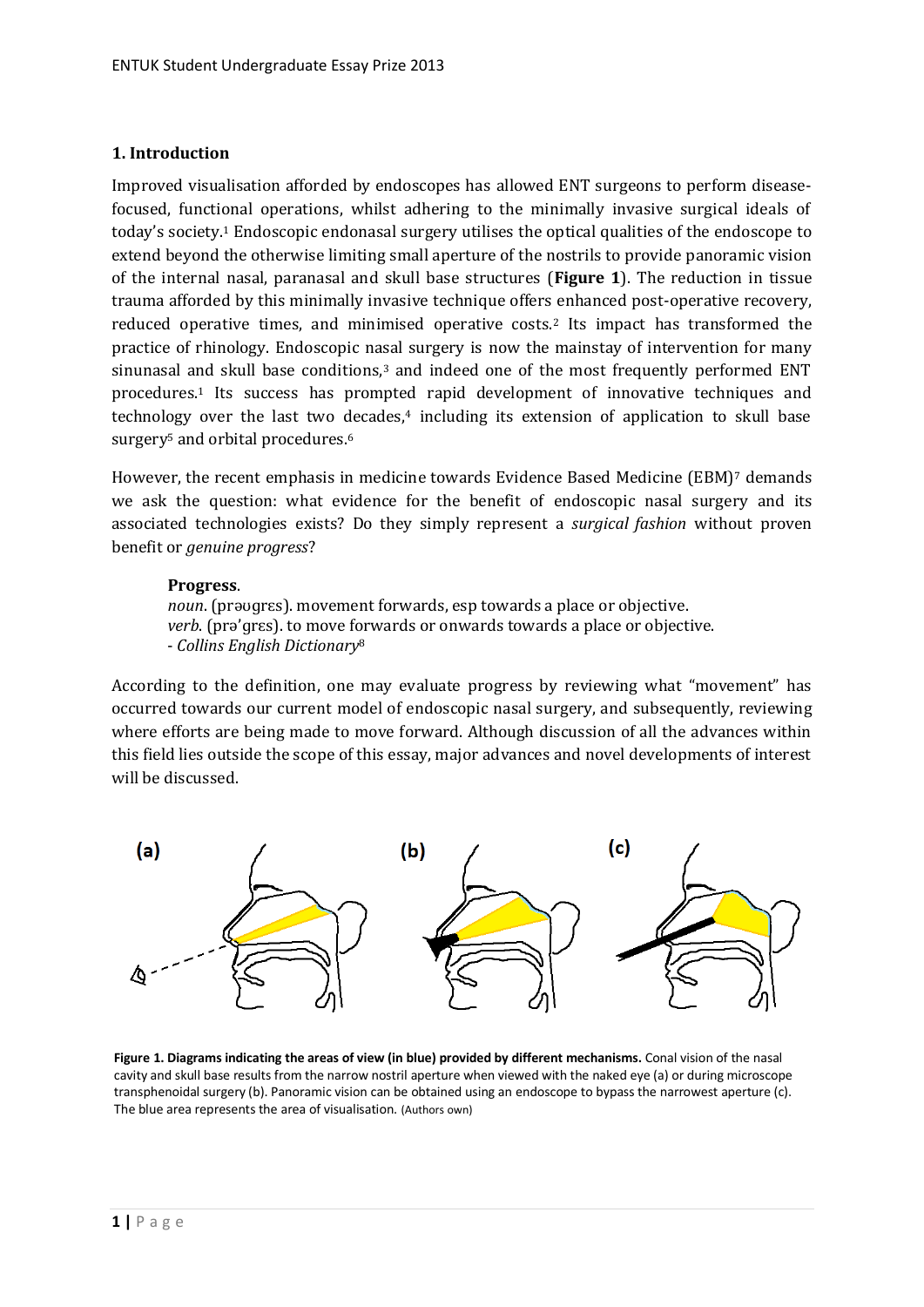## 1. Introduction

Improved visualisation afforded by endoscopes has allowed ENT surgeons to perform disease-focused, functional operations, whilst adhering to the minimally invasive surgical ideals of today's society.[1] Endoscopic endonasal surgery utilises the optical qualities of the endoscope to extend beyond the otherwise limiting small aperture of the nostrils to provide panoramic vision of the internal nasal, paranasal and skull base structures (**Figure 1**). The reduction in tissue trauma afforded by this minimally invasive technique offers enhanced post-operative recovery, reduced operative times, and minimised operative costs.[2] Its impact has transformed the practice of rhinology. Endoscopic nasal surgery is now the mainstay of intervention for many sinunasal and skull base conditions,[3] and indeed one of the most frequently performed ENT procedures.[1] Its success has prompted rapid development of innovative techniques and technology over the last two decades,[4] including its extension of application to skull base surgery[5] and orbital procedures.[6]

However, the recent emphasis in medicine towards Evidence Based Medicine (EBM)[7] demands we ask the question: what evidence for the benefit of endoscopic nasal surgery and its associated technologies exists? Do they simply represent a *surgical fashion* without proven benefit or *genuine progress*?

> **Progress**.
> *noun*. (prəʊgrɛs). movement forwards, esp towards a place or objective.
> *verb*. (prə'grɛs). to move forwards or onwards towards a place or objective.
> - *Collins English Dictionary*[8]

According to the definition, one may evaluate progress by reviewing what "movement" has occurred towards our current model of endoscopic nasal surgery, and subsequently, reviewing where efforts are being made to move forward. Although discussion of all the advances within this field lies outside the scope of this essay, major advances and novel developments of interest will be discussed.

**Figure 1. Diagrams indicating the areas of view (in blue) provided by different mechanisms.** Conal vision of the nasal cavity and skull base results from the narrow nostril aperture when viewed with the naked eye (a) or during microscope transphenoidal surgery (b). Panoramic vision can be obtained using an endoscope to bypass the narrowest aperture (c). The blue area represents the area of visualisation. (Authors own)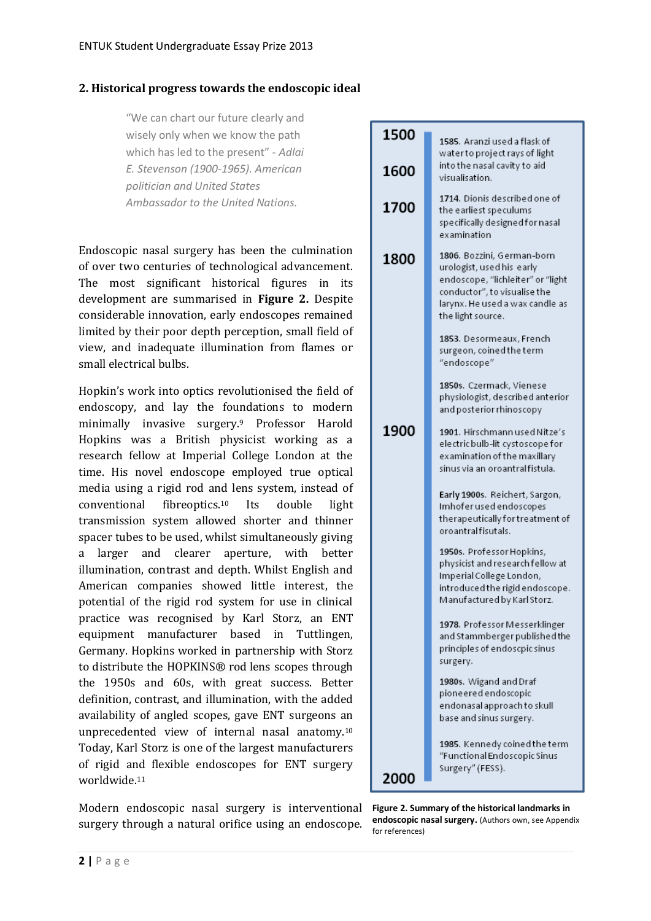## 2. Historical progress towards the endoscopic ideal

> "We can chart our future clearly and wisely only when we know the path which has led to the present" - *Adlai E. Stevenson (1900-1965). American politician and United States Ambassador to the United Nations.*

Endoscopic nasal surgery has been the culmination of over two centuries of technological advancement. The most significant historical figures in its development are summarised in **Figure 2.** Despite considerable innovation, early endoscopes remained limited by their poor depth perception, small field of view, and inadequate illumination from flames or small electrical bulbs.

Hopkin's work into optics revolutionised the field of endoscopy, and lay the foundations to modern minimally invasive surgery.[9] Professor Harold Hopkins was a British physicist working as a research fellow at Imperial College London at the time. His novel endoscope employed true optical media using a rigid rod and lens system, instead of conventional fibreoptics.[10] Its double light transmission system allowed shorter and thinner spacer tubes to be used, whilst simultaneously giving a larger and clearer aperture, with better illumination, contrast and depth. Whilst English and American companies showed little interest, the potential of the rigid rod system for use in clinical practice was recognised by Karl Storz, an ENT equipment manufacturer based in Tuttlingen, Germany. Hopkins worked in partnership with Storz to distribute the HOPKINS® rod lens scopes through the 1950s and 60s, with great success. Better definition, contrast, and illumination, with the added availability of angled scopes, gave ENT surgeons an unprecedented view of internal nasal anatomy.[10] Today, Karl Storz is one of the largest manufacturers of rigid and flexible endoscopes for ENT surgery worldwide.[11]

Modern endoscopic nasal surgery is interventional surgery through a natural orifice using an endoscope.

**1500 – 2000**

- **1585.** Aranzi used a flask of water to project rays of light into the nasal cavity to aid visualisation.
- **1714.** Dionis described one of the earliest speculums specifically designed for nasal examination
- **1806.** Bozzini, German-born urologist, used his early endoscope, "lichleiter" or "light conductor", to visualise the larynx. He used a wax candle as the light source.
- **1853.** Desormeaux, French surgeon, coined the term "endoscope"
- **1850s.** Czermack, Vienese physiologist, described anterior and posterior rhinoscopy
- **1901.** Hirschmann used Nitze's electric bulb-lit cystoscope for examination of the maxillary sinus via an oroantral fistula.
- **Early 1900s.** Reichert, Sargon, Imhofer used endoscopes therapeutically for treatment of oroantral fisutals.
- **1950s.** Professor Hopkins, physicist and research fellow at Imperial College London, introduced the rigid endoscope. Manufactured by Karl Storz.
- **1978.** Professor Messerklinger and Stammberger published the principles of endoscpic sinus surgery.
- **1980s.** Wigand and Draf pioneered endoscopic endonasal approach to skull base and sinus surgery.
- **1985.** Kennedy coined the term "Functional Endoscopic Sinus Surgery" (FESS).

**Figure 2. Summary of the historical landmarks in endoscopic nasal surgery.** (Authors own, see Appendix for references)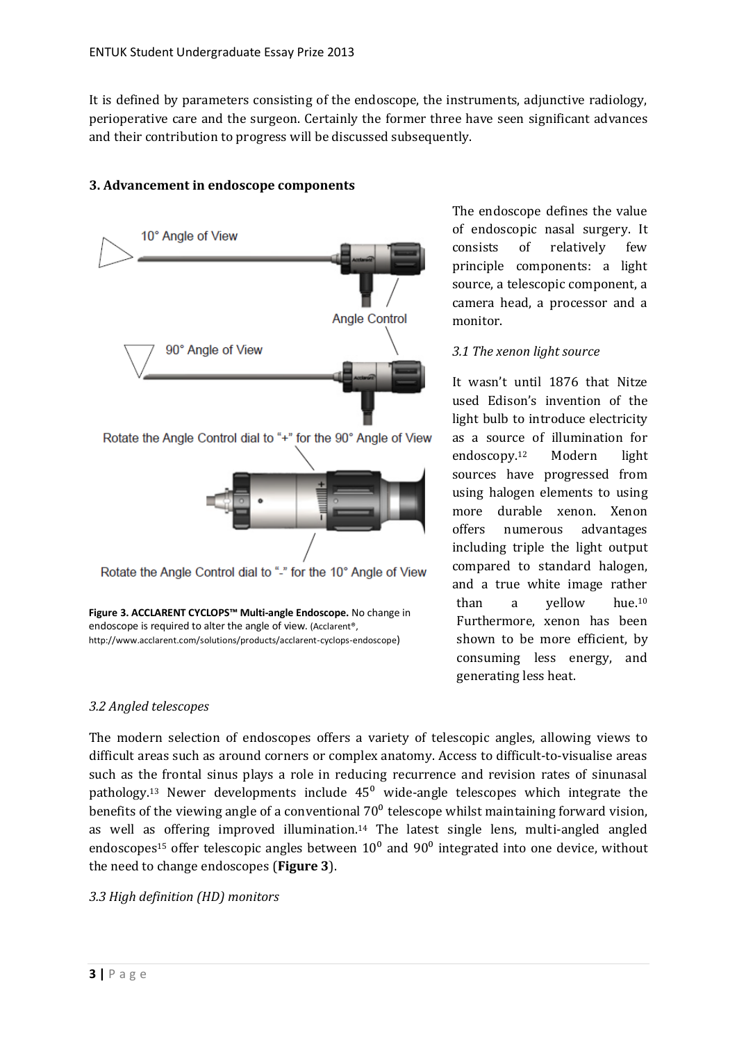It is defined by parameters consisting of the endoscope, the instruments, adjunctive radiology, perioperative care and the surgeon. Certainly the former three have seen significant advances and their contribution to progress will be discussed subsequently.

### 3. Advancement in endoscope components

The endoscope defines the value of endoscopic nasal surgery. It consists of relatively few principle components: a light source, a telescopic component, a camera head, a processor and a monitor.

*3.1 The xenon light source*

It wasn't until 1876 that Nitze used Edison's invention of the light bulb to introduce electricity as a source of illumination for endoscopy.[12] Modern light sources have progressed from using halogen elements to using more durable xenon. Xenon offers numerous advantages including triple the light output compared to standard halogen, and a true white image rather than a yellow hue.[10] Furthermore, xenon has been shown to be more efficient, by consuming less energy, and generating less heat.

**Figure 3. ACCLARENT CYCLOPS™ Multi-angle Endoscope.** No change in endoscope is required to alter the angle of view. (Acclarent®, http://www.acclarent.com/solutions/products/acclarent-cyclops-endoscope)

*3.2 Angled telescopes*

The modern selection of endoscopes offers a variety of telescopic angles, allowing views to difficult areas such as around corners or complex anatomy. Access to difficult-to-visualise areas such as the frontal sinus plays a role in reducing recurrence and revision rates of sinunasal pathology.[13] Newer developments include $45^0$ wide-angle telescopes which integrate the benefits of the viewing angle of a conventional $70^0$ telescope whilst maintaining forward vision, as well as offering improved illumination.[14] The latest single lens, multi-angled angled endoscopes[15] offer telescopic angles between $10^0$ and $90^0$ integrated into one device, without the need to change endoscopes (**Figure 3**).

*3.3 High definition (HD) monitors*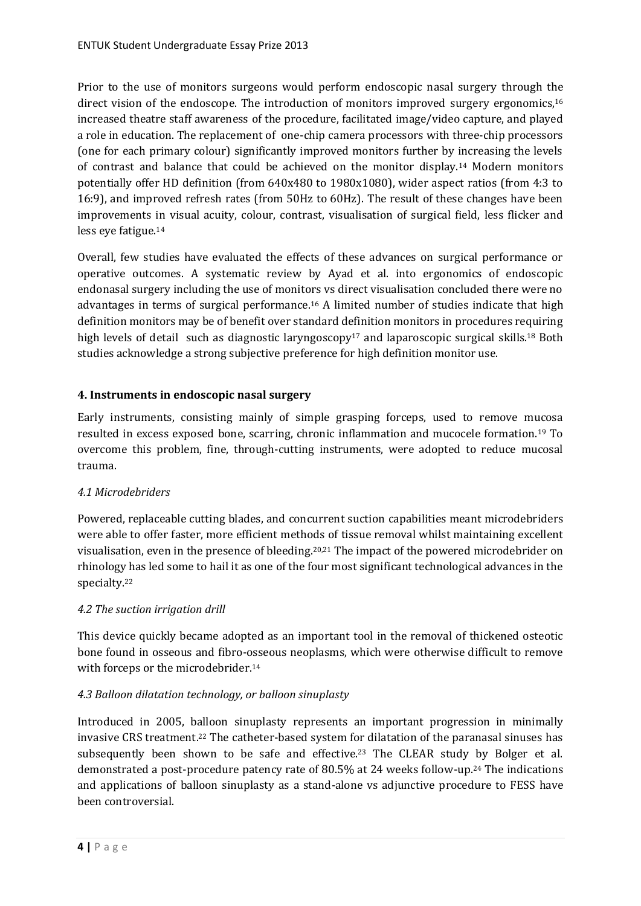Prior to the use of monitors surgeons would perform endoscopic nasal surgery through the direct vision of the endoscope. The introduction of monitors improved surgery ergonomics,[16] increased theatre staff awareness of the procedure, facilitated image/video capture, and played a role in education. The replacement of one-chip camera processors with three-chip processors (one for each primary colour) significantly improved monitors further by increasing the levels of contrast and balance that could be achieved on the monitor display.[14] Modern monitors potentially offer HD definition (from 640x480 to 1980x1080), wider aspect ratios (from 4:3 to 16:9), and improved refresh rates (from 50Hz to 60Hz). The result of these changes have been improvements in visual acuity, colour, contrast, visualisation of surgical field, less flicker and less eye fatigue.[14]

Overall, few studies have evaluated the effects of these advances on surgical performance or operative outcomes. A systematic review by Ayad et al. into ergonomics of endoscopic endonasal surgery including the use of monitors vs direct visualisation concluded there were no advantages in terms of surgical performance.[16] A limited number of studies indicate that high definition monitors may be of benefit over standard definition monitors in procedures requiring high levels of detail such as diagnostic laryngoscopy[17] and laparoscopic surgical skills.[18] Both studies acknowledge a strong subjective preference for high definition monitor use.

## 4. Instruments in endoscopic nasal surgery

Early instruments, consisting mainly of simple grasping forceps, used to remove mucosa resulted in excess exposed bone, scarring, chronic inflammation and mucocele formation.[19] To overcome this problem, fine, through-cutting instruments, were adopted to reduce mucosal trauma.

### *4.1 Microdebriders*

Powered, replaceable cutting blades, and concurrent suction capabilities meant microdebriders were able to offer faster, more efficient methods of tissue removal whilst maintaining excellent visualisation, even in the presence of bleeding.[20,21] The impact of the powered microdebrider on rhinology has led some to hail it as one of the four most significant technological advances in the specialty.[22]

### *4.2 The suction irrigation drill*

This device quickly became adopted as an important tool in the removal of thickened osteotic bone found in osseous and fibro-osseous neoplasms, which were otherwise difficult to remove with forceps or the microdebrider.[14]

### *4.3 Balloon dilatation technology, or balloon sinuplasty*

Introduced in 2005, balloon sinuplasty represents an important progression in minimally invasive CRS treatment.[22] The catheter-based system for dilatation of the paranasal sinuses has subsequently been shown to be safe and effective.[23] The CLEAR study by Bolger et al. demonstrated a post-procedure patency rate of 80.5% at 24 weeks follow-up.[24] The indications and applications of balloon sinuplasty as a stand-alone vs adjunctive procedure to FESS have been controversial.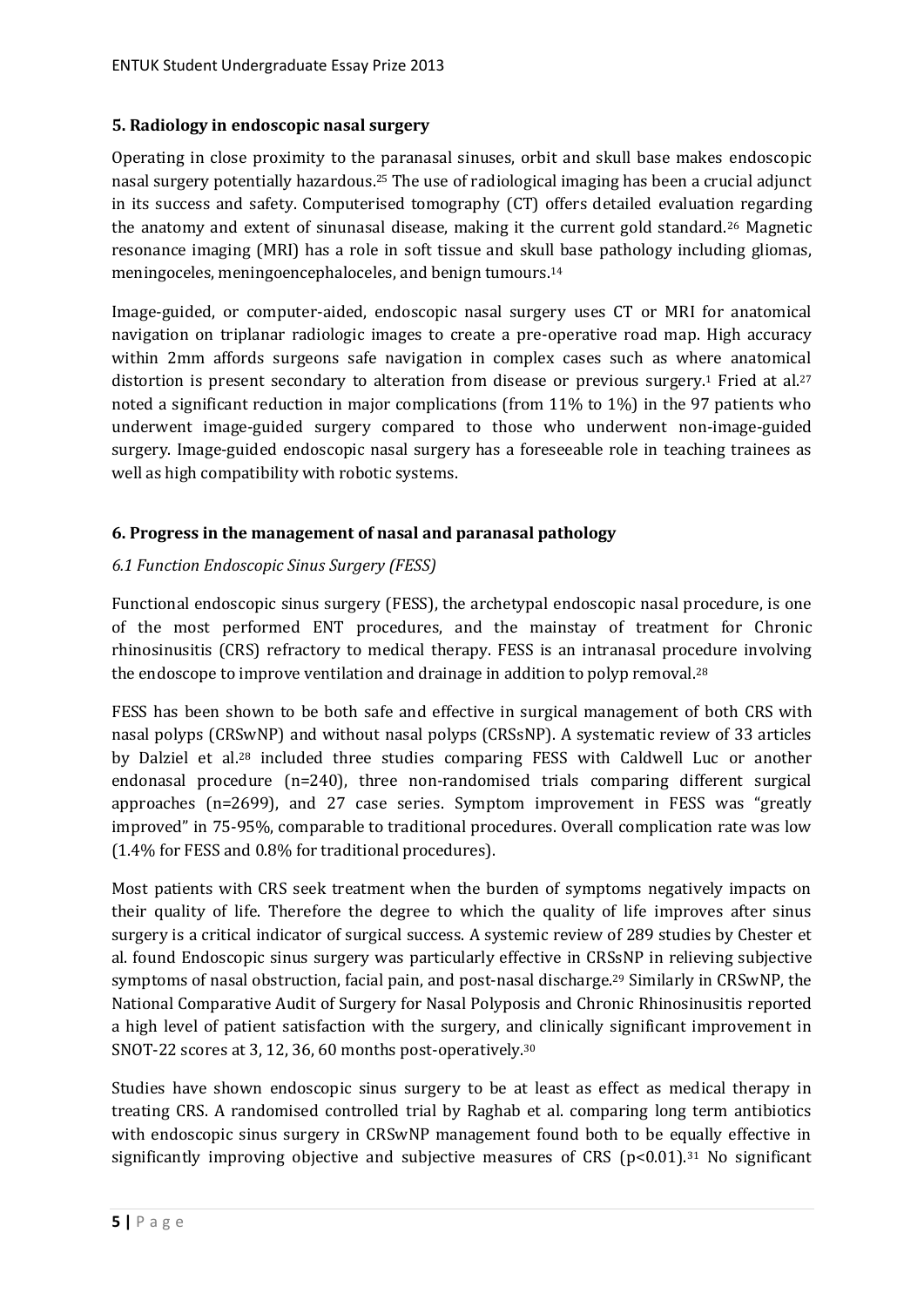## 5. Radiology in endoscopic nasal surgery

Operating in close proximity to the paranasal sinuses, orbit and skull base makes endoscopic nasal surgery potentially hazardous.[25] The use of radiological imaging has been a crucial adjunct in its success and safety. Computerised tomography (CT) offers detailed evaluation regarding the anatomy and extent of sinunasal disease, making it the current gold standard.[26] Magnetic resonance imaging (MRI) has a role in soft tissue and skull base pathology including gliomas, meningoceles, meningoencephaloceles, and benign tumours.[14]

Image-guided, or computer-aided, endoscopic nasal surgery uses CT or MRI for anatomical navigation on triplanar radiologic images to create a pre-operative road map. High accuracy within 2mm affords surgeons safe navigation in complex cases such as where anatomical distortion is present secondary to alteration from disease or previous surgery.[1] Fried at al.[27] noted a significant reduction in major complications (from 11% to 1%) in the 97 patients who underwent image-guided surgery compared to those who underwent non-image-guided surgery. Image-guided endoscopic nasal surgery has a foreseeable role in teaching trainees as well as high compatibility with robotic systems.

## 6. Progress in the management of nasal and paranasal pathology

### *6.1 Function Endoscopic Sinus Surgery (FESS)*

Functional endoscopic sinus surgery (FESS), the archetypal endoscopic nasal procedure, is one of the most performed ENT procedures, and the mainstay of treatment for Chronic rhinosinusitis (CRS) refractory to medical therapy. FESS is an intranasal procedure involving the endoscope to improve ventilation and drainage in addition to polyp removal.[28]

FESS has been shown to be both safe and effective in surgical management of both CRS with nasal polyps (CRSwNP) and without nasal polyps (CRSsNP). A systematic review of 33 articles by Dalziel et al.[28] included three studies comparing FESS with Caldwell Luc or another endonasal procedure (n=240), three non-randomised trials comparing different surgical approaches (n=2699), and 27 case series. Symptom improvement in FESS was "greatly improved" in 75-95%, comparable to traditional procedures. Overall complication rate was low (1.4% for FESS and 0.8% for traditional procedures).

Most patients with CRS seek treatment when the burden of symptoms negatively impacts on their quality of life. Therefore the degree to which the quality of life improves after sinus surgery is a critical indicator of surgical success. A systemic review of 289 studies by Chester et al. found Endoscopic sinus surgery was particularly effective in CRSsNP in relieving subjective symptoms of nasal obstruction, facial pain, and post-nasal discharge.[29] Similarly in CRSwNP, the National Comparative Audit of Surgery for Nasal Polyposis and Chronic Rhinosinusitis reported a high level of patient satisfaction with the surgery, and clinically significant improvement in SNOT-22 scores at 3, 12, 36, 60 months post-operatively.[30]

Studies have shown endoscopic sinus surgery to be at least as effect as medical therapy in treating CRS. A randomised controlled trial by Raghab et al. comparing long term antibiotics with endoscopic sinus surgery in CRSwNP management found both to be equally effective in significantly improving objective and subjective measures of CRS ($p<0.01$).[31] No significant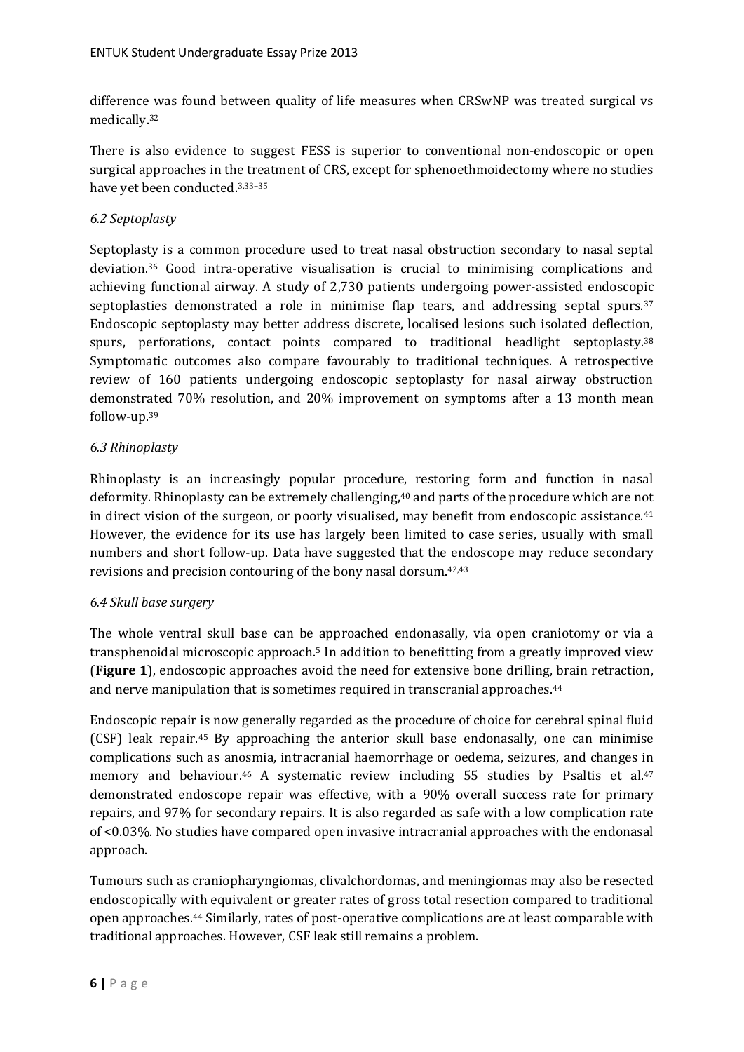difference was found between quality of life measures when CRSwNP was treated surgical vs medically.[32]

There is also evidence to suggest FESS is superior to conventional non-endoscopic or open surgical approaches in the treatment of CRS, except for sphenoethmoidectomy where no studies have yet been conducted.[3,33–35]

### *6.2 Septoplasty*

Septoplasty is a common procedure used to treat nasal obstruction secondary to nasal septal deviation.[36] Good intra-operative visualisation is crucial to minimising complications and achieving functional airway. A study of 2,730 patients undergoing power-assisted endoscopic septoplasties demonstrated a role in minimise flap tears, and addressing septal spurs.[37] Endoscopic septoplasty may better address discrete, localised lesions such isolated deflection, spurs, perforations, contact points compared to traditional headlight septoplasty.[38] Symptomatic outcomes also compare favourably to traditional techniques. A retrospective review of 160 patients undergoing endoscopic septoplasty for nasal airway obstruction demonstrated 70% resolution, and 20% improvement on symptoms after a 13 month mean follow-up.[39]

### *6.3 Rhinoplasty*

Rhinoplasty is an increasingly popular procedure, restoring form and function in nasal deformity. Rhinoplasty can be extremely challenging,[40] and parts of the procedure which are not in direct vision of the surgeon, or poorly visualised, may benefit from endoscopic assistance.[41] However, the evidence for its use has largely been limited to case series, usually with small numbers and short follow-up. Data have suggested that the endoscope may reduce secondary revisions and precision contouring of the bony nasal dorsum.[42,43]

### *6.4 Skull base surgery*

The whole ventral skull base can be approached endonasally, via open craniotomy or via a transphenoidal microscopic approach.[5] In addition to benefitting from a greatly improved view (**Figure 1**), endoscopic approaches avoid the need for extensive bone drilling, brain retraction, and nerve manipulation that is sometimes required in transcranial approaches.[44]

Endoscopic repair is now generally regarded as the procedure of choice for cerebral spinal fluid (CSF) leak repair.[45] By approaching the anterior skull base endonasally, one can minimise complications such as anosmia, intracranial haemorrhage or oedema, seizures, and changes in memory and behaviour.[46] A systematic review including 55 studies by Psaltis et al.[47] demonstrated endoscope repair was effective, with a 90% overall success rate for primary repairs, and 97% for secondary repairs. It is also regarded as safe with a low complication rate of <0.03%. No studies have compared open invasive intracranial approaches with the endonasal approach.

Tumours such as craniopharyngiomas, clivalchordomas, and meningiomas may also be resected endoscopically with equivalent or greater rates of gross total resection compared to traditional open approaches.[44] Similarly, rates of post-operative complications are at least comparable with traditional approaches. However, CSF leak still remains a problem.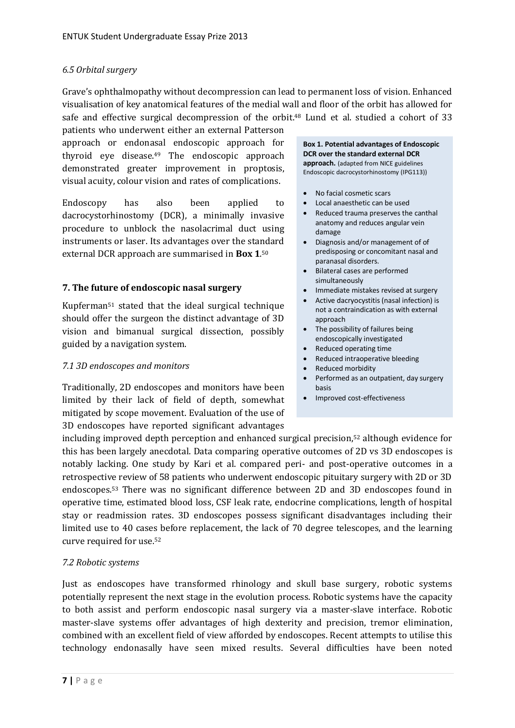### *6.5 Orbital surgery*

Grave's ophthalmopathy without decompression can lead to permanent loss of vision. Enhanced visualisation of key anatomical features of the medial wall and floor of the orbit has allowed for safe and effective surgical decompression of the orbit.[48] Lund et al. studied a cohort of 33 patients who underwent either an external Patterson approach or endonasal endoscopic approach for thyroid eye disease.[49] The endoscopic approach demonstrated greater improvement in proptosis, visual acuity, colour vision and rates of complications.

Endoscopy has also been applied to dacrocystorhinostomy (DCR), a minimally invasive procedure to unblock the nasolacrimal duct using instruments or laser. Its advantages over the standard external DCR approach are summarised in **Box 1**.[50]

**Box 1. Potential advantages of Endoscopic DCR over the standard external DCR approach.** (adapted from NICE guidelines Endoscopic dacrocystorhinostomy (IPG113))

- No facial cosmetic scars
- Local anaesthetic can be used
- Reduced trauma preserves the canthal anatomy and reduces angular vein damage
- Diagnosis and/or management of of predisposing or concomitant nasal and paranasal disorders.
- Bilateral cases are performed simultaneously
- Immediate mistakes revised at surgery
- Active dacryocystitis (nasal infection) is not a contraindication as with external approach
- The possibility of failures being endoscopically investigated
- Reduced operating time
- Reduced intraoperative bleeding
- Reduced morbidity
- Performed as an outpatient, day surgery basis
- Improved cost-effectiveness

## 7. The future of endoscopic nasal surgery

Kupferman[51] stated that the ideal surgical technique should offer the surgeon the distinct advantage of 3D vision and bimanual surgical dissection, possibly guided by a navigation system.

### *7.1 3D endoscopes and monitors*

Traditionally, 2D endoscopes and monitors have been limited by their lack of field of depth, somewhat mitigated by scope movement. Evaluation of the use of 3D endoscopes have reported significant advantages including improved depth perception and enhanced surgical precision,[52] although evidence for this has been largely anecdotal. Data comparing operative outcomes of 2D vs 3D endoscopes is notably lacking. One study by Kari et al. compared peri- and post-operative outcomes in a retrospective review of 58 patients who underwent endoscopic pituitary surgery with 2D or 3D endoscopes.[53] There was no significant difference between 2D and 3D endoscopes found in operative time, estimated blood loss, CSF leak rate, endocrine complications, length of hospital stay or readmission rates. 3D endoscopes possess significant disadvantages including their limited use to 40 cases before replacement, the lack of 70 degree telescopes, and the learning curve required for use.[52]

### *7.2 Robotic systems*

Just as endoscopes have transformed rhinology and skull base surgery, robotic systems potentially represent the next stage in the evolution process. Robotic systems have the capacity to both assist and perform endoscopic nasal surgery via a master-slave interface. Robotic master-slave systems offer advantages of high dexterity and precision, tremor elimination, combined with an excellent field of view afforded by endoscopes. Recent attempts to utilise this technology endonasally have seen mixed results. Several difficulties have been noted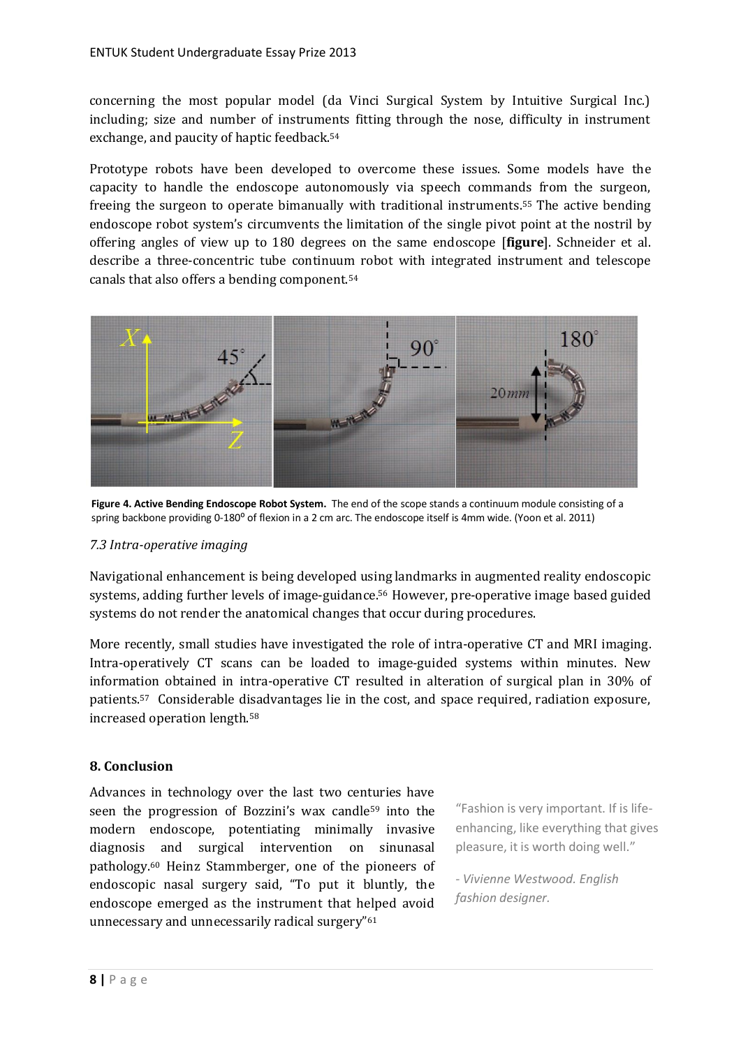concerning the most popular model (da Vinci Surgical System by Intuitive Surgical Inc.) including; size and number of instruments fitting through the nose, difficulty in instrument exchange, and paucity of haptic feedback.[54]

Prototype robots have been developed to overcome these issues. Some models have the capacity to handle the endoscope autonomously via speech commands from the surgeon, freeing the surgeon to operate bimanually with traditional instruments.[55] The active bending endoscope robot system's circumvents the limitation of the single pivot point at the nostril by offering angles of view up to 180 degrees on the same endoscope [**figure**]. Schneider et al. describe a three-concentric tube continuum robot with integrated instrument and telescope canals that also offers a bending component.[54]

**Figure 4. Active Bending Endoscope Robot System.** The end of the scope stands a continuum module consisting of a spring backbone providing 0-180⁰ of flexion in a 2 cm arc. The endoscope itself is 4mm wide. (Yoon et al. 2011)

*7.3 Intra-operative imaging*

Navigational enhancement is being developed using landmarks in augmented reality endoscopic systems, adding further levels of image-guidance.[56] However, pre-operative image based guided systems do not render the anatomical changes that occur during procedures.

More recently, small studies have investigated the role of intra-operative CT and MRI imaging. Intra-operatively CT scans can be loaded to image-guided systems within minutes. New information obtained in intra-operative CT resulted in alteration of surgical plan in 30% of patients.[57] Considerable disadvantages lie in the cost, and space required, radiation exposure, increased operation length.[58]

## 8. Conclusion

Advances in technology over the last two centuries have seen the progression of Bozzini's wax candle[59] into the modern endoscope, potentiating minimally invasive diagnosis and surgical intervention on sinunasal pathology.[60] Heinz Stammberger, one of the pioneers of endoscopic nasal surgery said, "To put it bluntly, the endoscope emerged as the instrument that helped avoid unnecessary and unnecessarily radical surgery"[61]

"Fashion is very important. If is life-enhancing, like everything that gives pleasure, it is worth doing well."

*- Vivienne Westwood. English fashion designer.*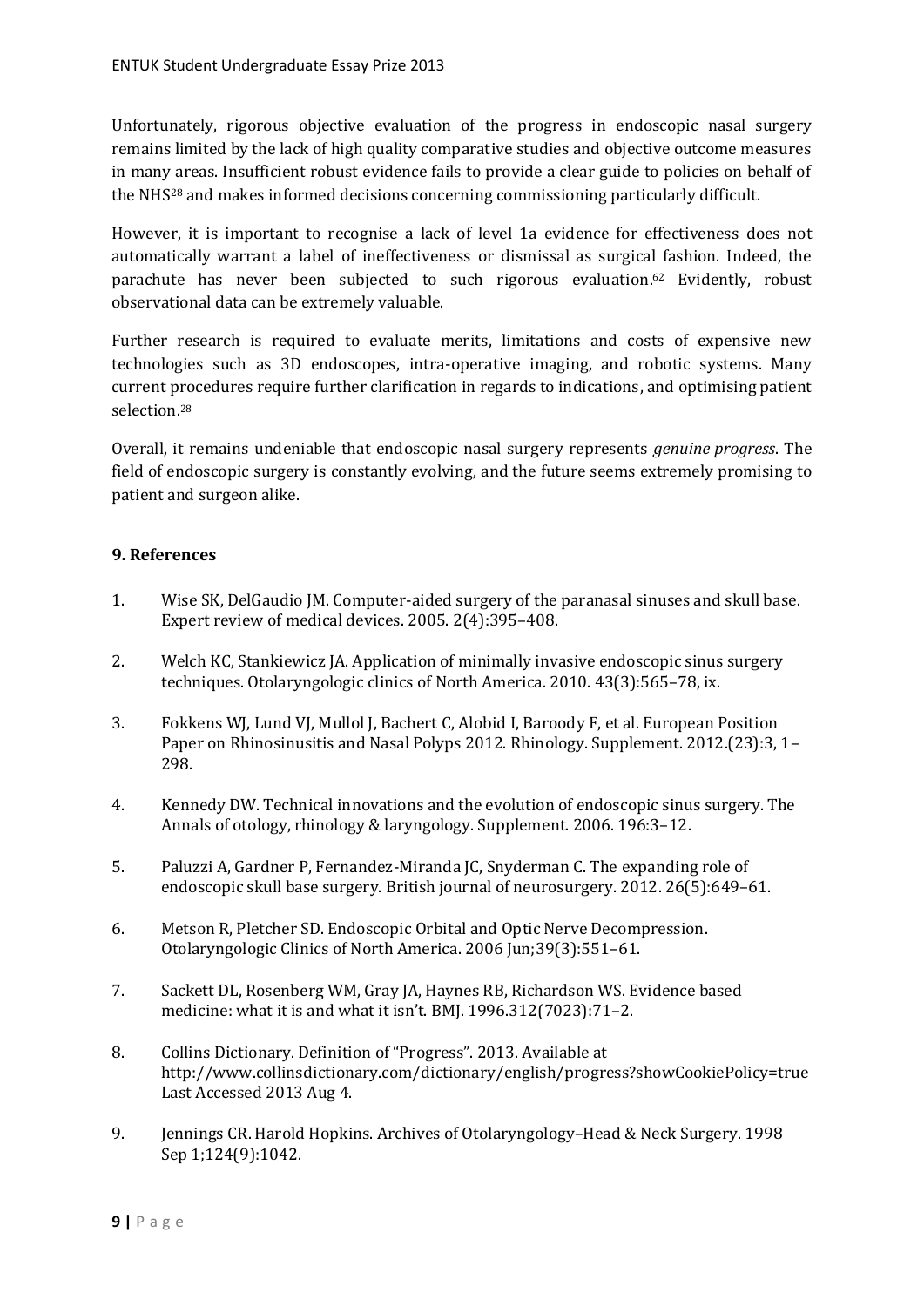Unfortunately, rigorous objective evaluation of the progress in endoscopic nasal surgery remains limited by the lack of high quality comparative studies and objective outcome measures in many areas. Insufficient robust evidence fails to provide a clear guide to policies on behalf of the NHS[28] and makes informed decisions concerning commissioning particularly difficult.

However, it is important to recognise a lack of level 1a evidence for effectiveness does not automatically warrant a label of ineffectiveness or dismissal as surgical fashion. Indeed, the parachute has never been subjected to such rigorous evaluation.[62] Evidently, robust observational data can be extremely valuable.

Further research is required to evaluate merits, limitations and costs of expensive new technologies such as 3D endoscopes, intra-operative imaging, and robotic systems. Many current procedures require further clarification in regards to indications, and optimising patient selection.[28]

Overall, it remains undeniable that endoscopic nasal surgery represents *genuine progress*. The field of endoscopic surgery is constantly evolving, and the future seems extremely promising to patient and surgeon alike.

## 9. References

1. Wise SK, DelGaudio JM. Computer-aided surgery of the paranasal sinuses and skull base. Expert review of medical devices. 2005. 2(4):395–408.

2. Welch KC, Stankiewicz JA. Application of minimally invasive endoscopic sinus surgery techniques. Otolaryngologic clinics of North America. 2010. 43(3):565–78, ix.

3. Fokkens WJ, Lund VJ, Mullol J, Bachert C, Alobid I, Baroody F, et al. European Position Paper on Rhinosinusitis and Nasal Polyps 2012. Rhinology. Supplement. 2012.(23):3, 1–298.

4. Kennedy DW. Technical innovations and the evolution of endoscopic sinus surgery. The Annals of otology, rhinology & laryngology. Supplement. 2006. 196:3–12.

5. Paluzzi A, Gardner P, Fernandez-Miranda JC, Snyderman C. The expanding role of endoscopic skull base surgery. British journal of neurosurgery. 2012. 26(5):649–61.

6. Metson R, Pletcher SD. Endoscopic Orbital and Optic Nerve Decompression. Otolaryngologic Clinics of North America. 2006 Jun;39(3):551–61.

7. Sackett DL, Rosenberg WM, Gray JA, Haynes RB, Richardson WS. Evidence based medicine: what it is and what it isn't. BMJ. 1996.312(7023):71–2.

8. Collins Dictionary. Definition of "Progress". 2013. Available at http://www.collinsdictionary.com/dictionary/english/progress?showCookiePolicy=true Last Accessed 2013 Aug 4.

9. Jennings CR. Harold Hopkins. Archives of Otolaryngology–Head & Neck Surgery. 1998 Sep 1;124(9):1042.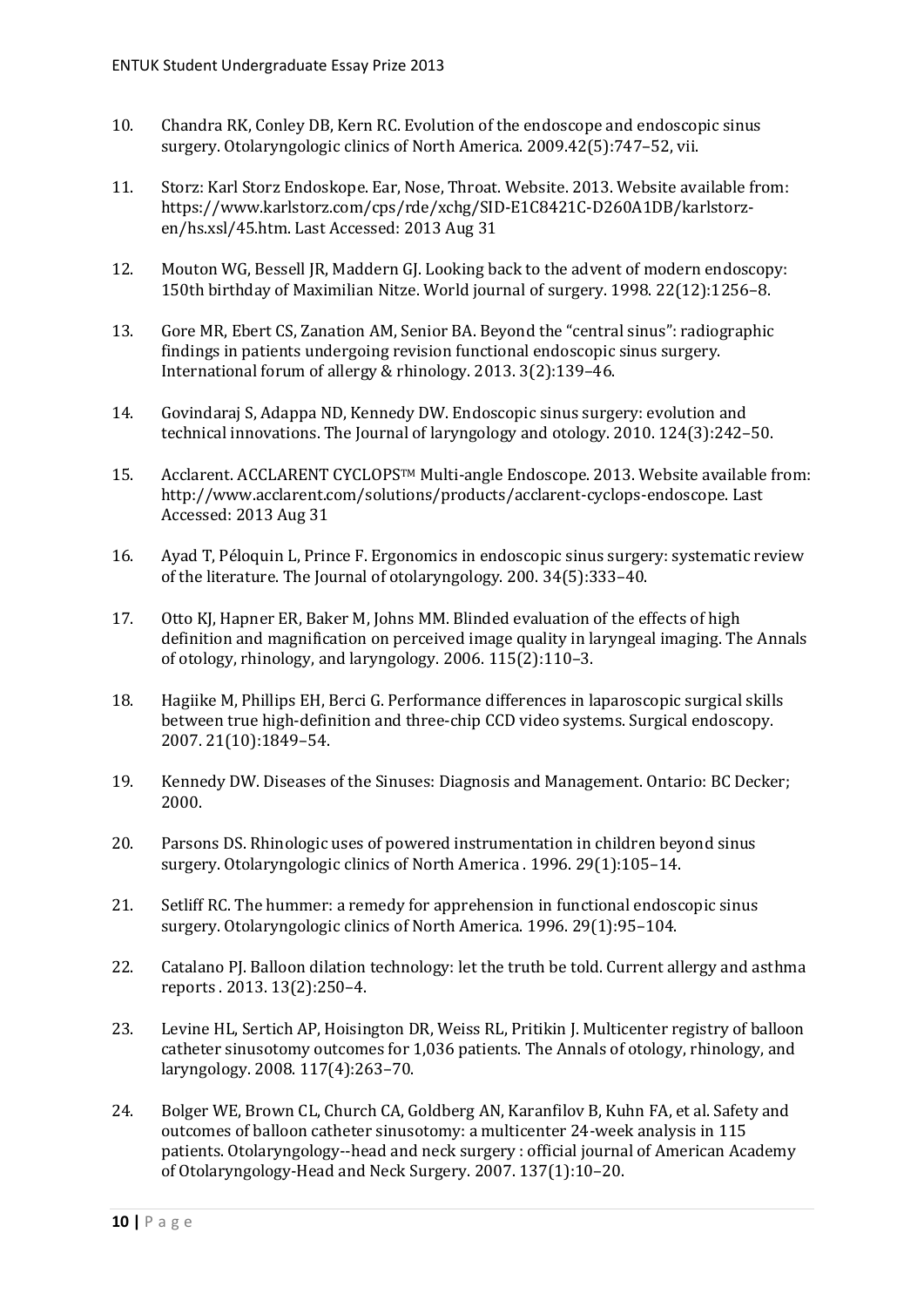10. Chandra RK, Conley DB, Kern RC. Evolution of the endoscope and endoscopic sinus surgery. Otolaryngologic clinics of North America. 2009.42(5):747–52, vii.

11. Storz: Karl Storz Endoskope. Ear, Nose, Throat. Website. 2013. Website available from: https://www.karlstorz.com/cps/rde/xchg/SID-E1C8421C-D260A1DB/karlstorz-en/hs.xsl/45.htm. Last Accessed: 2013 Aug 31

12. Mouton WG, Bessell JR, Maddern GJ. Looking back to the advent of modern endoscopy: 150th birthday of Maximilian Nitze. World journal of surgery. 1998. 22(12):1256–8.

13. Gore MR, Ebert CS, Zanation AM, Senior BA. Beyond the "central sinus": radiographic findings in patients undergoing revision functional endoscopic sinus surgery. International forum of allergy & rhinology. 2013. 3(2):139–46.

14. Govindaraj S, Adappa ND, Kennedy DW. Endoscopic sinus surgery: evolution and technical innovations. The Journal of laryngology and otology. 2010. 124(3):242–50.

15. Acclarent. ACCLARENT CYCLOPS™ Multi-angle Endoscope. 2013. Website available from: http://www.acclarent.com/solutions/products/acclarent-cyclops-endoscope. Last Accessed: 2013 Aug 31

16. Ayad T, Péloquin L, Prince F. Ergonomics in endoscopic sinus surgery: systematic review of the literature. The Journal of otolaryngology. 200. 34(5):333–40.

17. Otto KJ, Hapner ER, Baker M, Johns MM. Blinded evaluation of the effects of high definition and magnification on perceived image quality in laryngeal imaging. The Annals of otology, rhinology, and laryngology. 2006. 115(2):110–3.

18. Hagiike M, Phillips EH, Berci G. Performance differences in laparoscopic surgical skills between true high-definition and three-chip CCD video systems. Surgical endoscopy. 2007. 21(10):1849–54.

19. Kennedy DW. Diseases of the Sinuses: Diagnosis and Management. Ontario: BC Decker; 2000.

20. Parsons DS. Rhinologic uses of powered instrumentation in children beyond sinus surgery. Otolaryngologic clinics of North America . 1996. 29(1):105–14.

21. Setliff RC. The hummer: a remedy for apprehension in functional endoscopic sinus surgery. Otolaryngologic clinics of North America. 1996. 29(1):95–104.

22. Catalano PJ. Balloon dilation technology: let the truth be told. Current allergy and asthma reports . 2013. 13(2):250–4.

23. Levine HL, Sertich AP, Hoisington DR, Weiss RL, Pritikin J. Multicenter registry of balloon catheter sinusotomy outcomes for 1,036 patients. The Annals of otology, rhinology, and laryngology. 2008. 117(4):263–70.

24. Bolger WE, Brown CL, Church CA, Goldberg AN, Karanfilov B, Kuhn FA, et al. Safety and outcomes of balloon catheter sinusotomy: a multicenter 24-week analysis in 115 patients. Otolaryngology--head and neck surgery : official journal of American Academy of Otolaryngology-Head and Neck Surgery. 2007. 137(1):10–20.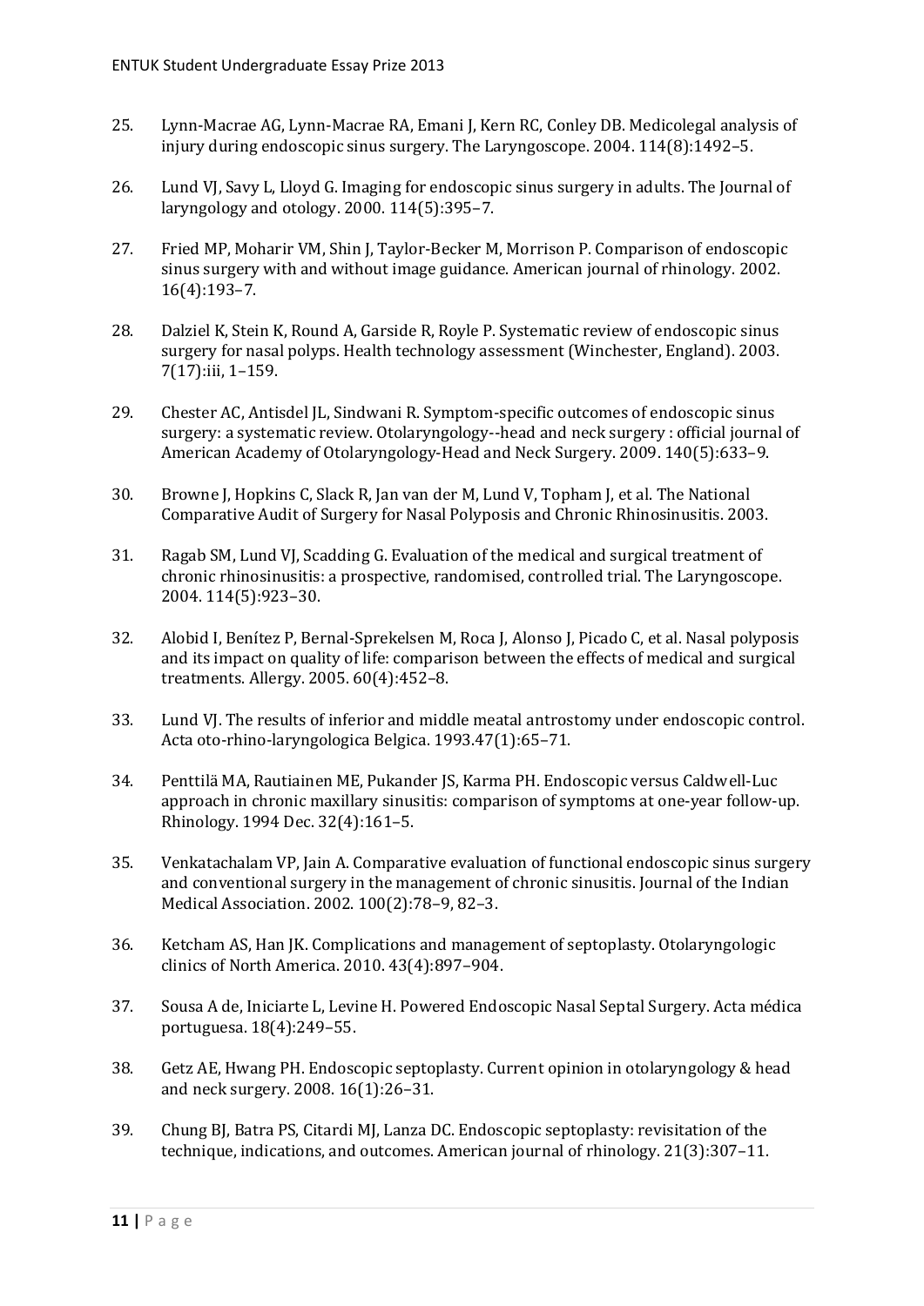25. Lynn-Macrae AG, Lynn-Macrae RA, Emani J, Kern RC, Conley DB. Medicolegal analysis of injury during endoscopic sinus surgery. The Laryngoscope. 2004. 114(8):1492–5.

26. Lund VJ, Savy L, Lloyd G. Imaging for endoscopic sinus surgery in adults. The Journal of laryngology and otology. 2000. 114(5):395–7.

27. Fried MP, Moharir VM, Shin J, Taylor-Becker M, Morrison P. Comparison of endoscopic sinus surgery with and without image guidance. American journal of rhinology. 2002. 16(4):193–7.

28. Dalziel K, Stein K, Round A, Garside R, Royle P. Systematic review of endoscopic sinus surgery for nasal polyps. Health technology assessment (Winchester, England). 2003. 7(17):iii, 1–159.

29. Chester AC, Antisdel JL, Sindwani R. Symptom-specific outcomes of endoscopic sinus surgery: a systematic review. Otolaryngology--head and neck surgery : official journal of American Academy of Otolaryngology-Head and Neck Surgery. 2009. 140(5):633–9.

30. Browne J, Hopkins C, Slack R, Jan van der M, Lund V, Topham J, et al. The National Comparative Audit of Surgery for Nasal Polyposis and Chronic Rhinosinusitis. 2003.

31. Ragab SM, Lund VJ, Scadding G. Evaluation of the medical and surgical treatment of chronic rhinosinusitis: a prospective, randomised, controlled trial. The Laryngoscope. 2004. 114(5):923–30.

32. Alobid I, Benítez P, Bernal-Sprekelsen M, Roca J, Alonso J, Picado C, et al. Nasal polyposis and its impact on quality of life: comparison between the effects of medical and surgical treatments. Allergy. 2005. 60(4):452–8.

33. Lund VJ. The results of inferior and middle meatal antrostomy under endoscopic control. Acta oto-rhino-laryngologica Belgica. 1993.47(1):65–71.

34. Penttilä MA, Rautiainen ME, Pukander JS, Karma PH. Endoscopic versus Caldwell-Luc approach in chronic maxillary sinusitis: comparison of symptoms at one-year follow-up. Rhinology. 1994 Dec. 32(4):161–5.

35. Venkatachalam VP, Jain A. Comparative evaluation of functional endoscopic sinus surgery and conventional surgery in the management of chronic sinusitis. Journal of the Indian Medical Association. 2002. 100(2):78–9, 82–3.

36. Ketcham AS, Han JK. Complications and management of septoplasty. Otolaryngologic clinics of North America. 2010. 43(4):897–904.

37. Sousa A de, Iniciarte L, Levine H. Powered Endoscopic Nasal Septal Surgery. Acta médica portuguesa. 18(4):249–55.

38. Getz AE, Hwang PH. Endoscopic septoplasty. Current opinion in otolaryngology & head and neck surgery. 2008. 16(1):26–31.

39. Chung BJ, Batra PS, Citardi MJ, Lanza DC. Endoscopic septoplasty: revisitation of the technique, indications, and outcomes. American journal of rhinology. 21(3):307–11.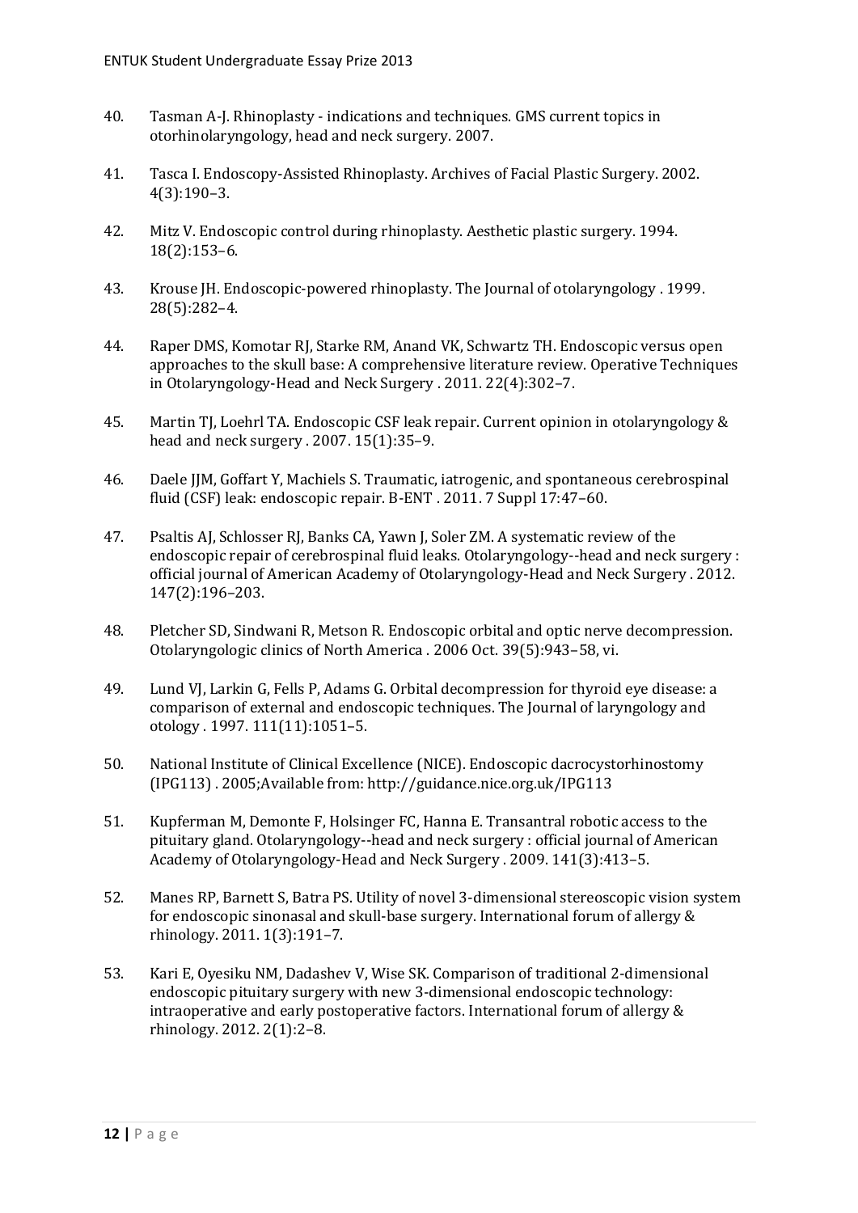40. Tasman A-J. Rhinoplasty - indications and techniques. GMS current topics in otorhinolaryngology, head and neck surgery. 2007.

41. Tasca I. Endoscopy-Assisted Rhinoplasty. Archives of Facial Plastic Surgery. 2002. 4(3):190–3.

42. Mitz V. Endoscopic control during rhinoplasty. Aesthetic plastic surgery. 1994. 18(2):153–6.

43. Krouse JH. Endoscopic-powered rhinoplasty. The Journal of otolaryngology . 1999. 28(5):282–4.

44. Raper DMS, Komotar RJ, Starke RM, Anand VK, Schwartz TH. Endoscopic versus open approaches to the skull base: A comprehensive literature review. Operative Techniques in Otolaryngology-Head and Neck Surgery . 2011. 22(4):302–7.

45. Martin TJ, Loehrl TA. Endoscopic CSF leak repair. Current opinion in otolaryngology & head and neck surgery . 2007. 15(1):35–9.

46. Daele JJM, Goffart Y, Machiels S. Traumatic, iatrogenic, and spontaneous cerebrospinal fluid (CSF) leak: endoscopic repair. B-ENT . 2011. 7 Suppl 17:47–60.

47. Psaltis AJ, Schlosser RJ, Banks CA, Yawn J, Soler ZM. A systematic review of the endoscopic repair of cerebrospinal fluid leaks. Otolaryngology--head and neck surgery : official journal of American Academy of Otolaryngology-Head and Neck Surgery . 2012. 147(2):196–203.

48. Pletcher SD, Sindwani R, Metson R. Endoscopic orbital and optic nerve decompression. Otolaryngologic clinics of North America . 2006 Oct. 39(5):943–58, vi.

49. Lund VJ, Larkin G, Fells P, Adams G. Orbital decompression for thyroid eye disease: a comparison of external and endoscopic techniques. The Journal of laryngology and otology . 1997. 111(11):1051–5.

50. National Institute of Clinical Excellence (NICE). Endoscopic dacrocystorhinostomy (IPG113) . 2005;Available from: http://guidance.nice.org.uk/IPG113

51. Kupferman M, Demonte F, Holsinger FC, Hanna E. Transantral robotic access to the pituitary gland. Otolaryngology--head and neck surgery : official journal of American Academy of Otolaryngology-Head and Neck Surgery . 2009. 141(3):413–5.

52. Manes RP, Barnett S, Batra PS. Utility of novel 3-dimensional stereoscopic vision system for endoscopic sinonasal and skull-base surgery. International forum of allergy & rhinology. 2011. 1(3):191–7.

53. Kari E, Oyesiku NM, Dadashev V, Wise SK. Comparison of traditional 2-dimensional endoscopic pituitary surgery with new 3-dimensional endoscopic technology: intraoperative and early postoperative factors. International forum of allergy & rhinology. 2012. 2(1):2–8.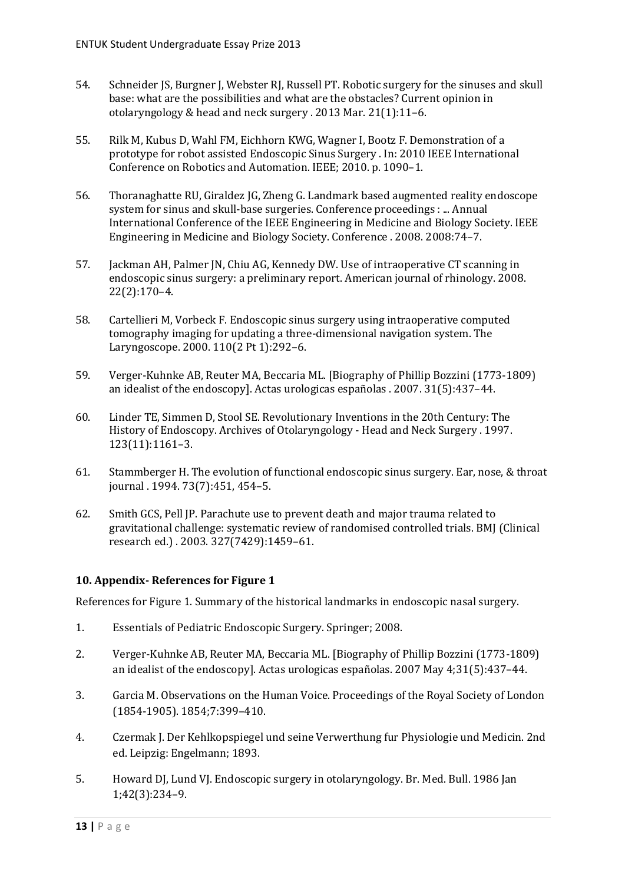54. Schneider JS, Burgner J, Webster RJ, Russell PT. Robotic surgery for the sinuses and skull base: what are the possibilities and what are the obstacles? Current opinion in otolaryngology & head and neck surgery . 2013 Mar. 21(1):11–6.

55. Rilk M, Kubus D, Wahl FM, Eichhorn KWG, Wagner I, Bootz F. Demonstration of a prototype for robot assisted Endoscopic Sinus Surgery . In: 2010 IEEE International Conference on Robotics and Automation. IEEE; 2010. p. 1090–1.

56. Thoranaghatte RU, Giraldez JG, Zheng G. Landmark based augmented reality endoscope system for sinus and skull-base surgeries. Conference proceedings : ... Annual International Conference of the IEEE Engineering in Medicine and Biology Society. IEEE Engineering in Medicine and Biology Society. Conference . 2008. 2008:74–7.

57. Jackman AH, Palmer JN, Chiu AG, Kennedy DW. Use of intraoperative CT scanning in endoscopic sinus surgery: a preliminary report. American journal of rhinology. 2008. 22(2):170–4.

58. Cartellieri M, Vorbeck F. Endoscopic sinus surgery using intraoperative computed tomography imaging for updating a three-dimensional navigation system. The Laryngoscope. 2000. 110(2 Pt 1):292–6.

59. Verger-Kuhnke AB, Reuter MA, Beccaria ML. [Biography of Phillip Bozzini (1773-1809) an idealist of the endoscopy]. Actas urologicas españolas . 2007. 31(5):437–44.

60. Linder TE, Simmen D, Stool SE. Revolutionary Inventions in the 20th Century: The History of Endoscopy. Archives of Otolaryngology - Head and Neck Surgery . 1997. 123(11):1161–3.

61. Stammberger H. The evolution of functional endoscopic sinus surgery. Ear, nose, & throat journal . 1994. 73(7):451, 454–5.

62. Smith GCS, Pell JP. Parachute use to prevent death and major trauma related to gravitational challenge: systematic review of randomised controlled trials. BMJ (Clinical research ed.) . 2003. 327(7429):1459–61.

## 10. Appendix- References for Figure 1

References for Figure 1. Summary of the historical landmarks in endoscopic nasal surgery.

1. Essentials of Pediatric Endoscopic Surgery. Springer; 2008.

2. Verger-Kuhnke AB, Reuter MA, Beccaria ML. [Biography of Phillip Bozzini (1773-1809) an idealist of the endoscopy]. Actas urologicas españolas. 2007 May 4;31(5):437–44.

3. Garcia M. Observations on the Human Voice. Proceedings of the Royal Society of London (1854-1905). 1854;7:399–410.

4. Czermak J. Der Kehlkopspiegel und seine Verwerthung fur Physiologie und Medicin. 2nd ed. Leipzig: Engelmann; 1893.

5. Howard DJ, Lund VJ. Endoscopic surgery in otolaryngology. Br. Med. Bull. 1986 Jan 1;42(3):234–9.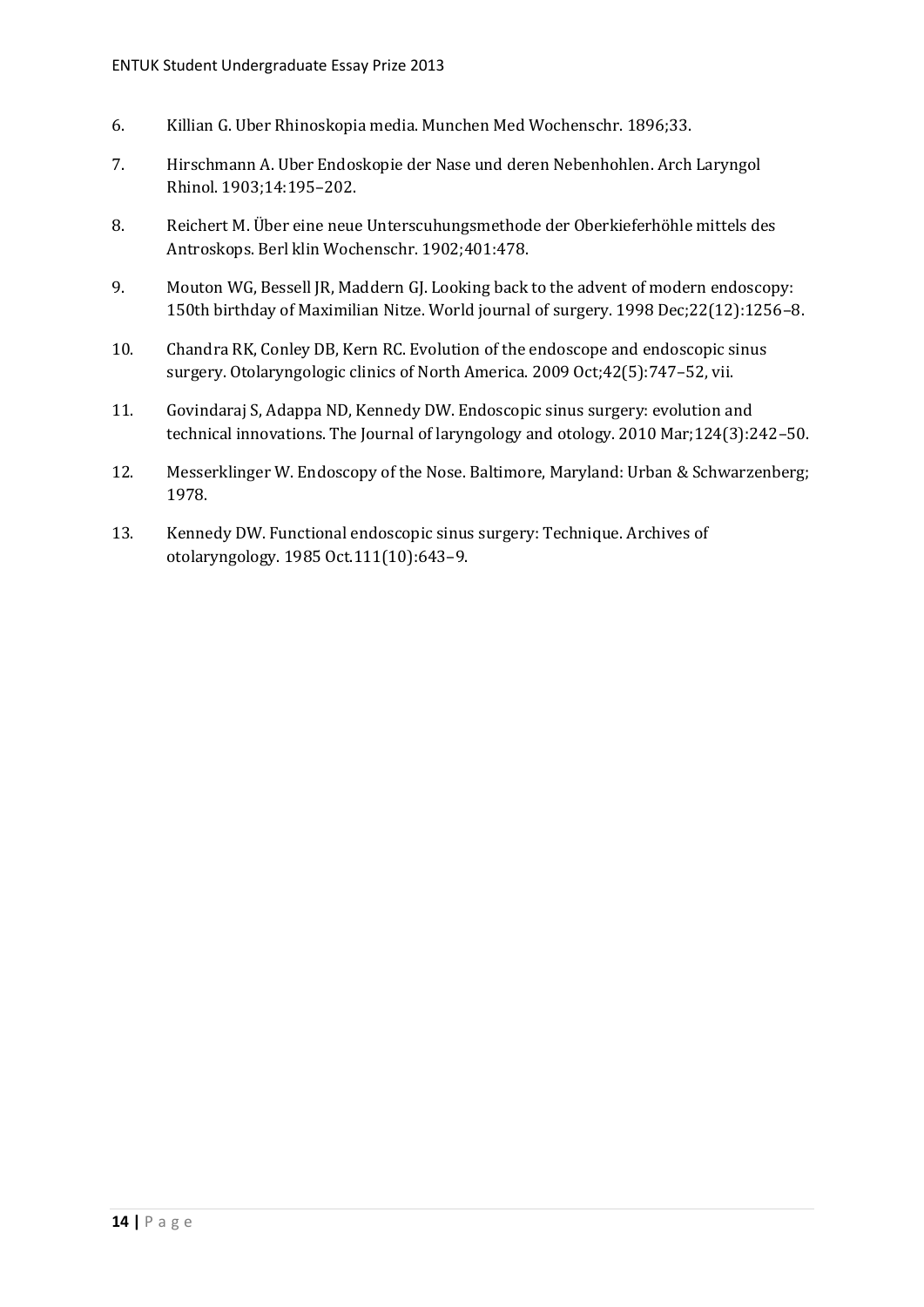6. Killian G. Uber Rhinoskopia media. Munchen Med Wochenschr. 1896;33.

7. Hirschmann A. Uber Endoskopie der Nase und deren Nebenhohlen. Arch Laryngol Rhinol. 1903;14:195–202.

8. Reichert M. Über eine neue Unterscuhungsmethode der Oberkieferhöhle mittels des Antroskops. Berl klin Wochenschr. 1902;401:478.

9. Mouton WG, Bessell JR, Maddern GJ. Looking back to the advent of modern endoscopy: 150th birthday of Maximilian Nitze. World journal of surgery. 1998 Dec;22(12):1256–8.

10. Chandra RK, Conley DB, Kern RC. Evolution of the endoscope and endoscopic sinus surgery. Otolaryngologic clinics of North America. 2009 Oct;42(5):747–52, vii.

11. Govindaraj S, Adappa ND, Kennedy DW. Endoscopic sinus surgery: evolution and technical innovations. The Journal of laryngology and otology. 2010 Mar;124(3):242–50.

12. Messerklinger W. Endoscopy of the Nose. Baltimore, Maryland: Urban & Schwarzenberg; 1978.

13. Kennedy DW. Functional endoscopic sinus surgery: Technique. Archives of otolaryngology. 1985 Oct.111(10):643–9.